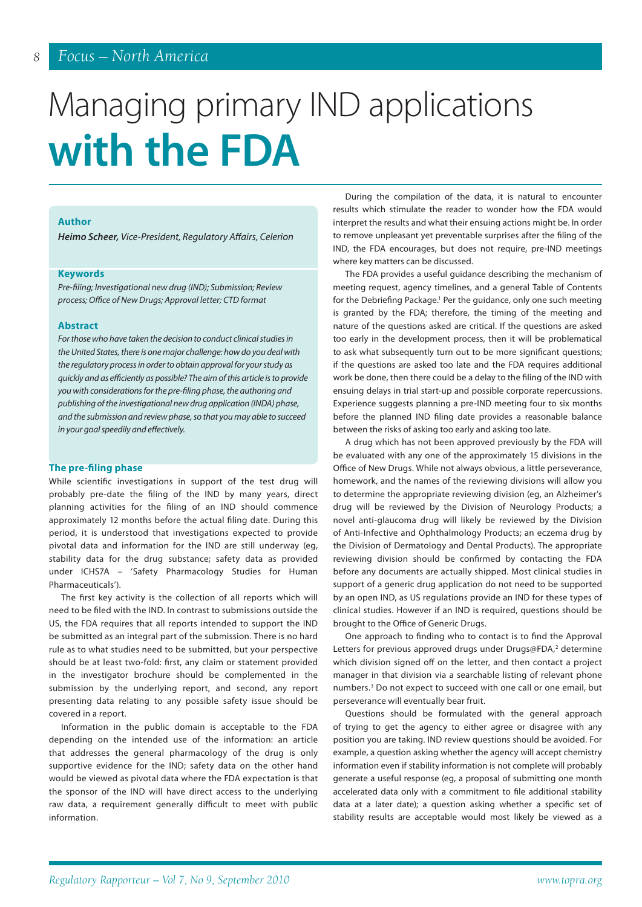# Managing primary IND applications **with the FDA**

### Author

***Heimo Scheer,*** *Vice-President, Regulatory Affairs, Celerion*

### Keywords

*Pre-filing; Investigational new drug (IND); Submission; Review process; Office of New Drugs; Approval letter; CTD format*

### Abstract

*For those who have taken the decision to conduct clinical studies in the United States, there is one major challenge: how do you deal with the regulatory process in order to obtain approval for your study as quickly and as efficiently as possible? The aim of this article is to provide you with considerations for the pre-filing phase, the authoring and publishing of the investigational new drug application (INDA) phase, and the submission and review phase, so that you may able to succeed in your goal speedily and effectively.*

## The pre-filing phase

While scientific investigations in support of the test drug will probably pre-date the filing of the IND by many years, direct planning activities for the filing of an IND should commence approximately 12 months before the actual filing date. During this period, it is understood that investigations expected to provide pivotal data and information for the IND are still underway (eg, stability data for the drug substance; safety data as provided under ICHS7A – 'Safety Pharmacology Studies for Human Pharmaceuticals').

The first key activity is the collection of all reports which will need to be filed with the IND. In contrast to submissions outside the US, the FDA requires that all reports intended to support the IND be submitted as an integral part of the submission. There is no hard rule as to what studies need to be submitted, but your perspective should be at least two-fold: first, any claim or statement provided in the investigator brochure should be complemented in the submission by the underlying report, and second, any report presenting data relating to any possible safety issue should be covered in a report.

Information in the public domain is acceptable to the FDA depending on the intended use of the information: an article that addresses the general pharmacology of the drug is only supportive evidence for the IND; safety data on the other hand would be viewed as pivotal data where the FDA expectation is that the sponsor of the IND will have direct access to the underlying raw data, a requirement generally difficult to meet with public information.

During the compilation of the data, it is natural to encounter results which stimulate the reader to wonder how the FDA would interpret the results and what their ensuing actions might be. In order to remove unpleasant yet preventable surprises after the filing of the IND, the FDA encourages, but does not require, pre-IND meetings where key matters can be discussed.

The FDA provides a useful guidance describing the mechanism of meeting request, agency timelines, and a general Table of Contents for the Debriefing Package.[1] Per the guidance, only one such meeting is granted by the FDA; therefore, the timing of the meeting and nature of the questions asked are critical. If the questions are asked too early in the development process, then it will be problematical to ask what subsequently turn out to be more significant questions; if the questions are asked too late and the FDA requires additional work be done, then there could be a delay to the filing of the IND with ensuing delays in trial start-up and possible corporate repercussions. Experience suggests planning a pre-IND meeting four to six months before the planned IND filing date provides a reasonable balance between the risks of asking too early and asking too late.

A drug which has not been approved previously by the FDA will be evaluated with any one of the approximately 15 divisions in the Office of New Drugs. While not always obvious, a little perseverance, homework, and the names of the reviewing divisions will allow you to determine the appropriate reviewing division (eg, an Alzheimer's drug will be reviewed by the Division of Neurology Products; a novel anti-glaucoma drug will likely be reviewed by the Division of Anti-Infective and Ophthalmology Products; an eczema drug by the Division of Dermatology and Dental Products). The appropriate reviewing division should be confirmed by contacting the FDA before any documents are actually shipped. Most clinical studies in support of a generic drug application do not need to be supported by an open IND, as US regulations provide an IND for these types of clinical studies. However if an IND is required, questions should be brought to the Office of Generic Drugs.

One approach to finding who to contact is to find the Approval Letters for previous approved drugs under Drugs@FDA,[2] determine which division signed off on the letter, and then contact a project manager in that division via a searchable listing of relevant phone numbers.[3] Do not expect to succeed with one call or one email, but perseverance will eventually bear fruit.

Questions should be formulated with the general approach of trying to get the agency to either agree or disagree with any position you are taking. IND review questions should be avoided. For example, a question asking whether the agency will accept chemistry information even if stability information is not complete will probably generate a useful response (eg, a proposal of submitting one month accelerated data only with a commitment to file additional stability data at a later date); a question asking whether a specific set of stability results are acceptable would most likely be viewed as a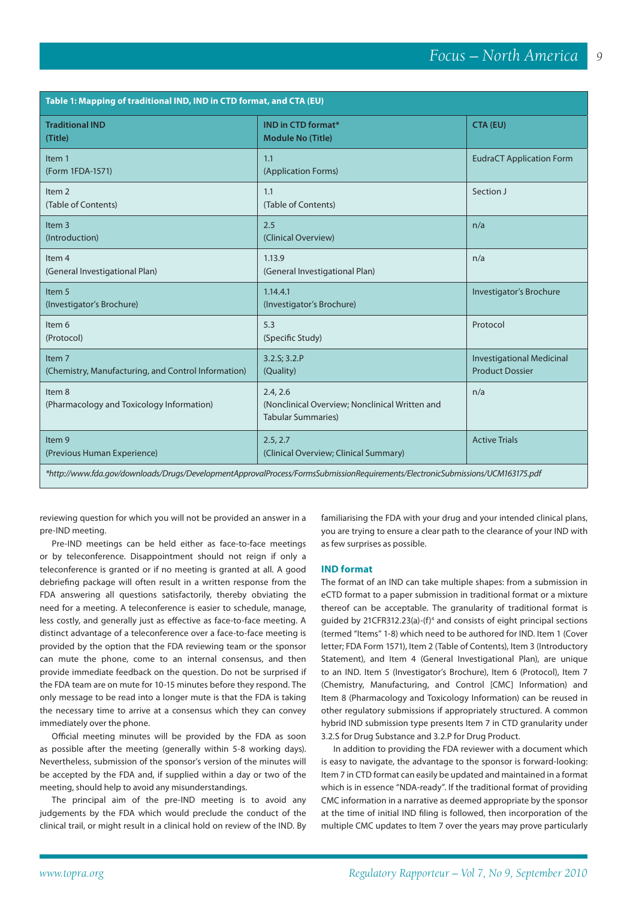**Table 1: Mapping of traditional IND, IND in CTD format, and CTA (EU)**

| Traditional IND (Title) | IND in CTD format* Module No (Title) | CTA (EU) |
|---|---|---|
| Item 1 (Form 1FDA-1571) | 1.1 (Application Forms) | EudraCT Application Form |
| Item 2 (Table of Contents) | 1.1 (Table of Contents) | Section J |
| Item 3 (Introduction) | 2.5 (Clinical Overview) | n/a |
| Item 4 (General Investigational Plan) | 1.13.9 (General Investigational Plan) | n/a |
| Item 5 (Investigator's Brochure) | 1.14.4.1 (Investigator's Brochure) | Investigator's Brochure |
| Item 6 (Protocol) | 5.3 (Specific Study) | Protocol |
| Item 7 (Chemistry, Manufacturing, and Control Information) | 3.2.S; 3.2.P (Quality) | Investigational Medicinal Product Dossier |
| Item 8 (Pharmacology and Toxicology Information) | 2.4, 2.6 (Nonclinical Overview; Nonclinical Written and Tabular Summaries) | n/a |
| Item 9 (Previous Human Experience) | 2.5, 2.7 (Clinical Overview; Clinical Summary) | Active Trials |

**http://www.fda.gov/downloads/Drugs/DevelopmentApprovalProcess/FormsSubmissionRequirements/ElectronicSubmissions/UCM163175.pdf*

reviewing question for which you will not be provided an answer in a pre-IND meeting.

Pre-IND meetings can be held either as face-to-face meetings or by teleconference. Disappointment should not reign if only a teleconference is granted or if no meeting is granted at all. A good debriefing package will often result in a written response from the FDA answering all questions satisfactorily, thereby obviating the need for a meeting. A teleconference is easier to schedule, manage, less costly, and generally just as effective as face-to-face meeting. A distinct advantage of a teleconference over a face-to-face meeting is provided by the option that the FDA reviewing team or the sponsor can mute the phone, come to an internal consensus, and then provide immediate feedback on the question. Do not be surprised if the FDA team are on mute for 10-15 minutes before they respond. The only message to be read into a longer mute is that the FDA is taking the necessary time to arrive at a consensus which they can convey immediately over the phone.

Official meeting minutes will be provided by the FDA as soon as possible after the meeting (generally within 5-8 working days). Nevertheless, submission of the sponsor's version of the minutes will be accepted by the FDA and, if supplied within a day or two of the meeting, should help to avoid any misunderstandings.

The principal aim of the pre-IND meeting is to avoid any judgements by the FDA which would preclude the conduct of the clinical trail, or might result in a clinical hold on review of the IND. By familiarising the FDA with your drug and your intended clinical plans, you are trying to ensure a clear path to the clearance of your IND with as few surprises as possible.

## IND format

The format of an IND can take multiple shapes: from a submission in eCTD format to a paper submission in traditional format or a mixture thereof can be acceptable. The granularity of traditional format is guided by 21CFR312.23(a)-(f)[4] and consists of eight principal sections (termed "Items" 1-8) which need to be authored for IND. Item 1 (Cover letter; FDA Form 1571), Item 2 (Table of Contents), Item 3 (Introductory Statement), and Item 4 (General Investigational Plan), are unique to an IND. Item 5 (Investigator's Brochure), Item 6 (Protocol), Item 7 (Chemistry, Manufacturing, and Control [CMC] Information) and Item 8 (Pharmacology and Toxicology Information) can be reused in other regulatory submissions if appropriately structured. A common hybrid IND submission type presents Item 7 in CTD granularity under 3.2.S for Drug Substance and 3.2.P for Drug Product.

In addition to providing the FDA reviewer with a document which is easy to navigate, the advantage to the sponsor is forward-looking: Item 7 in CTD format can easily be updated and maintained in a format which is in essence "NDA-ready". If the traditional format of providing CMC information in a narrative as deemed appropriate by the sponsor at the time of initial IND filing is followed, then incorporation of the multiple CMC updates to Item 7 over the years may prove particularly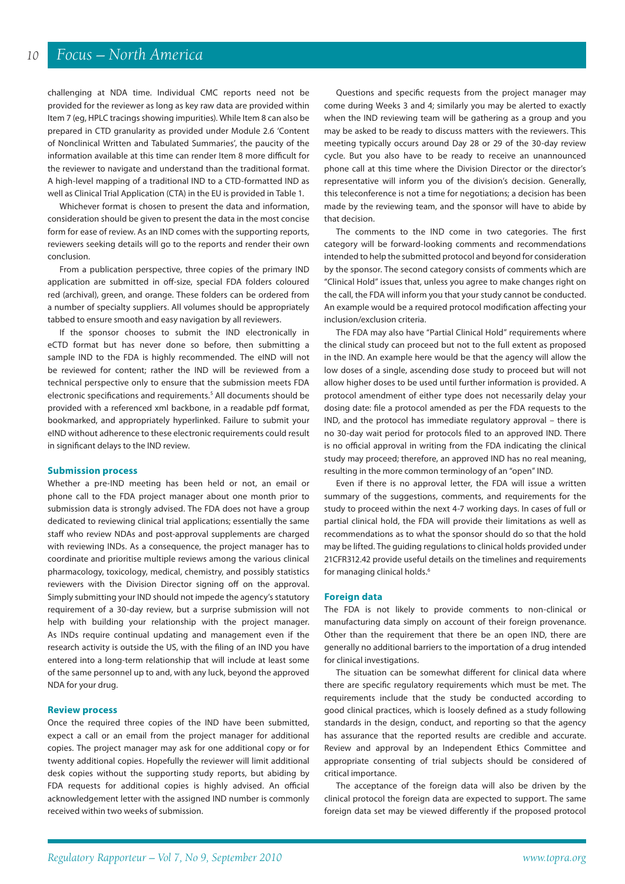challenging at NDA time. Individual CMC reports need not be provided for the reviewer as long as key raw data are provided within Item 7 (eg, HPLC tracings showing impurities). While Item 8 can also be prepared in CTD granularity as provided under Module 2.6 'Content of Nonclinical Written and Tabulated Summaries', the paucity of the information available at this time can render Item 8 more difficult for the reviewer to navigate and understand than the traditional format. A high-level mapping of a traditional IND to a CTD-formatted IND as well as Clinical Trial Application (CTA) in the EU is provided in Table 1.

Whichever format is chosen to present the data and information, consideration should be given to present the data in the most concise form for ease of review. As an IND comes with the supporting reports, reviewers seeking details will go to the reports and render their own conclusion.

From a publication perspective, three copies of the primary IND application are submitted in off-size, special FDA folders coloured red (archival), green, and orange. These folders can be ordered from a number of specialty suppliers. All volumes should be appropriately tabbed to ensure smooth and easy navigation by all reviewers.

If the sponsor chooses to submit the IND electronically in eCTD format but has never done so before, then submitting a sample IND to the FDA is highly recommended. The eIND will not be reviewed for content; rather the IND will be reviewed from a technical perspective only to ensure that the submission meets FDA electronic specifications and requirements.[5] All documents should be provided with a referenced xml backbone, in a readable pdf format, bookmarked, and appropriately hyperlinked. Failure to submit your eIND without adherence to these electronic requirements could result in significant delays to the IND review.

## Submission process

Whether a pre-IND meeting has been held or not, an email or phone call to the FDA project manager about one month prior to submission data is strongly advised. The FDA does not have a group dedicated to reviewing clinical trial applications; essentially the same staff who review NDAs and post-approval supplements are charged with reviewing INDs. As a consequence, the project manager has to coordinate and prioritise multiple reviews among the various clinical pharmacology, toxicology, medical, chemistry, and possibly statistics reviewers with the Division Director signing off on the approval. Simply submitting your IND should not impede the agency's statutory requirement of a 30-day review, but a surprise submission will not help with building your relationship with the project manager. As INDs require continual updating and management even if the research activity is outside the US, with the filing of an IND you have entered into a long-term relationship that will include at least some of the same personnel up to and, with any luck, beyond the approved NDA for your drug.

## Review process

Once the required three copies of the IND have been submitted, expect a call or an email from the project manager for additional copies. The project manager may ask for one additional copy or for twenty additional copies. Hopefully the reviewer will limit additional desk copies without the supporting study reports, but abiding by FDA requests for additional copies is highly advised. An official acknowledgement letter with the assigned IND number is commonly received within two weeks of submission.

Questions and specific requests from the project manager may come during Weeks 3 and 4; similarly you may be alerted to exactly when the IND reviewing team will be gathering as a group and you may be asked to be ready to discuss matters with the reviewers. This meeting typically occurs around Day 28 or 29 of the 30-day review cycle. But you also have to be ready to receive an unannounced phone call at this time where the Division Director or the director's representative will inform you of the division's decision. Generally, this teleconference is not a time for negotiations; a decision has been made by the reviewing team, and the sponsor will have to abide by that decision.

The comments to the IND come in two categories. The first category will be forward-looking comments and recommendations intended to help the submitted protocol and beyond for consideration by the sponsor. The second category consists of comments which are "Clinical Hold" issues that, unless you agree to make changes right on the call, the FDA will inform you that your study cannot be conducted. An example would be a required protocol modification affecting your inclusion/exclusion criteria.

The FDA may also have "Partial Clinical Hold" requirements where the clinical study can proceed but not to the full extent as proposed in the IND. An example here would be that the agency will allow the low doses of a single, ascending dose study to proceed but will not allow higher doses to be used until further information is provided. A protocol amendment of either type does not necessarily delay your dosing date: file a protocol amended as per the FDA requests to the IND, and the protocol has immediate regulatory approval – there is no 30-day wait period for protocols filed to an approved IND. There is no official approval in writing from the FDA indicating the clinical study may proceed; therefore, an approved IND has no real meaning, resulting in the more common terminology of an "open" IND.

Even if there is no approval letter, the FDA will issue a written summary of the suggestions, comments, and requirements for the study to proceed within the next 4-7 working days. In cases of full or partial clinical hold, the FDA will provide their limitations as well as recommendations as to what the sponsor should do so that the hold may be lifted. The guiding regulations to clinical holds provided under 21CFR312.42 provide useful details on the timelines and requirements for managing clinical holds.[6]

## Foreign data

The FDA is not likely to provide comments to non-clinical or manufacturing data simply on account of their foreign provenance. Other than the requirement that there be an open IND, there are generally no additional barriers to the importation of a drug intended for clinical investigations.

The situation can be somewhat different for clinical data where there are specific regulatory requirements which must be met. The requirements include that the study be conducted according to good clinical practices, which is loosely defined as a study following standards in the design, conduct, and reporting so that the agency has assurance that the reported results are credible and accurate. Review and approval by an Independent Ethics Committee and appropriate consenting of trial subjects should be considered of critical importance.

The acceptance of the foreign data will also be driven by the clinical protocol the foreign data are expected to support. The same foreign data set may be viewed differently if the proposed protocol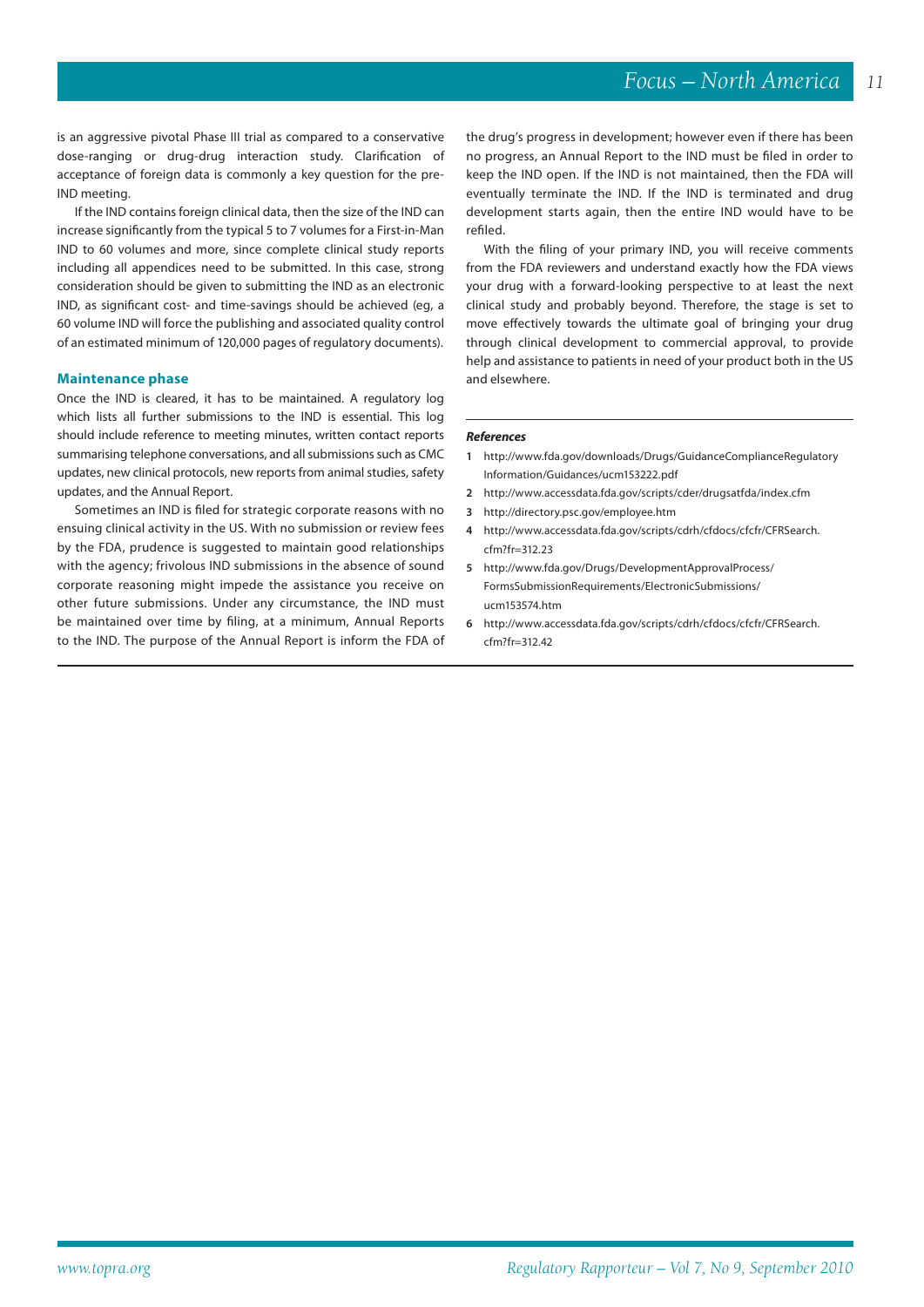is an aggressive pivotal Phase III trial as compared to a conservative dose-ranging or drug-drug interaction study. Clarification of acceptance of foreign data is commonly a key question for the pre-IND meeting.

If the IND contains foreign clinical data, then the size of the IND can increase significantly from the typical 5 to 7 volumes for a First-in-Man IND to 60 volumes and more, since complete clinical study reports including all appendices need to be submitted. In this case, strong consideration should be given to submitting the IND as an electronic IND, as significant cost- and time-savings should be achieved (eg, a 60 volume IND will force the publishing and associated quality control of an estimated minimum of 120,000 pages of regulatory documents).

## Maintenance phase

Once the IND is cleared, it has to be maintained. A regulatory log which lists all further submissions to the IND is essential. This log should include reference to meeting minutes, written contact reports summarising telephone conversations, and all submissions such as CMC updates, new clinical protocols, new reports from animal studies, safety updates, and the Annual Report.

Sometimes an IND is filed for strategic corporate reasons with no ensuing clinical activity in the US. With no submission or review fees by the FDA, prudence is suggested to maintain good relationships with the agency; frivolous IND submissions in the absence of sound corporate reasoning might impede the assistance you receive on other future submissions. Under any circumstance, the IND must be maintained over time by filing, at a minimum, Annual Reports to the IND. The purpose of the Annual Report is inform the FDA of the drug's progress in development; however even if there has been no progress, an Annual Report to the IND must be filed in order to keep the IND open. If the IND is not maintained, then the FDA will eventually terminate the IND. If the IND is terminated and drug development starts again, then the entire IND would have to be refiled.

With the filing of your primary IND, you will receive comments from the FDA reviewers and understand exactly how the FDA views your drug with a forward-looking perspective to at least the next clinical study and probably beyond. Therefore, the stage is set to move effectively towards the ultimate goal of bringing your drug through clinical development to commercial approval, to provide help and assistance to patients in need of your product both in the US and elsewhere.

### *References*

1. http://www.fda.gov/downloads/Drugs/GuidanceComplianceRegulatoryInformation/Guidances/ucm153222.pdf
2. http://www.accessdata.fda.gov/scripts/cder/drugsatfda/index.cfm
3. http://directory.psc.gov/employee.htm
4. http://www.accessdata.fda.gov/scripts/cdrh/cfdocs/cfcfr/CFRSearch.cfm?fr=312.23
5. http://www.fda.gov/Drugs/DevelopmentApprovalProcess/FormsSubmissionRequirements/ElectronicSubmissions/ucm153574.htm
6. http://www.accessdata.fda.gov/scripts/cdrh/cfdocs/cfcfr/CFRSearch.cfm?fr=312.42